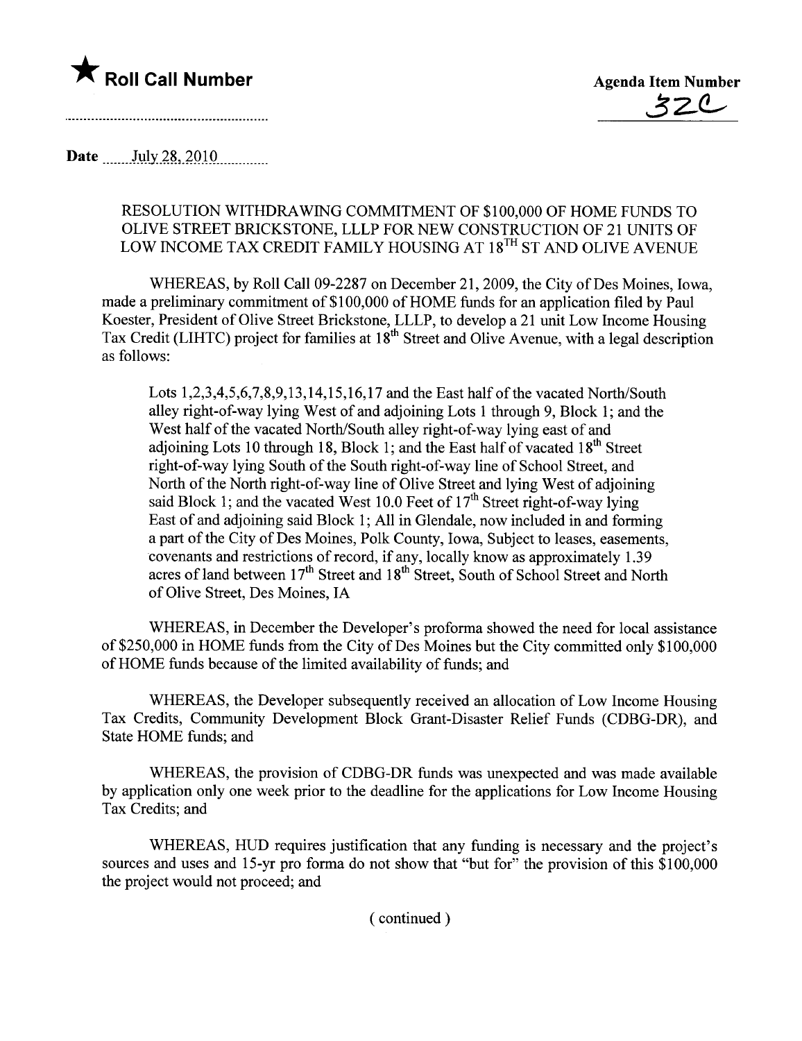★ **Roll Call Number**

**Agenda Item Number**
32C

**Date** July 28, 2010

RESOLUTION WITHDRAWING COMMITMENT OF $100,000 OF HOME FUNDS TO OLIVE STREET BRICKSTONE, LLLP FOR NEW CONSTRUCTION OF 21 UNITS OF LOW INCOME TAX CREDIT FAMILY HOUSING AT 18TH ST AND OLIVE AVENUE

WHEREAS, by Roll Call 09-2287 on December 21, 2009, the City of Des Moines, Iowa, made a preliminary commitment of $100,000 of HOME funds for an application filed by Paul Koester, President of Olive Street Brickstone, LLLP, to develop a 21 unit Low Income Housing Tax Credit (LIHTC) project for families at 18th Street and Olive Avenue, with a legal description as follows:

> Lots 1,2,3,4,5,6,7,8,9,13,14,15,16,17 and the East half of the vacated North/South alley right-of-way lying West of and adjoining Lots 1 through 9, Block 1; and the West half of the vacated North/South alley right-of-way lying east of and adjoining Lots 10 through 18, Block 1; and the East half of vacated 18th Street right-of-way lying South of the South right-of-way line of School Street, and North of the North right-of-way line of Olive Street and lying West of adjoining said Block 1; and the vacated West 10.0 Feet of 17th Street right-of-way lying East of and adjoining said Block 1; All in Glendale, now included in and forming a part of the City of Des Moines, Polk County, Iowa, Subject to leases, easements, covenants and restrictions of record, if any, locally know as approximately 1.39 acres of land between 17th Street and 18th Street, South of School Street and North of Olive Street, Des Moines, IA

WHEREAS, in December the Developer's proforma showed the need for local assistance of $250,000 in HOME funds from the City of Des Moines but the City committed only $100,000 of HOME funds because of the limited availability of funds; and

WHEREAS, the Developer subsequently received an allocation of Low Income Housing Tax Credits, Community Development Block Grant-Disaster Relief Funds (CDBG-DR), and State HOME funds; and

WHEREAS, the provision of CDBG-DR funds was unexpected and was made available by application only one week prior to the deadline for the applications for Low Income Housing Tax Credits; and

WHEREAS, HUD requires justification that any funding is necessary and the project's sources and uses and 15-yr pro forma do not show that "but for" the provision of this $100,000 the project would not proceed; and

( continued )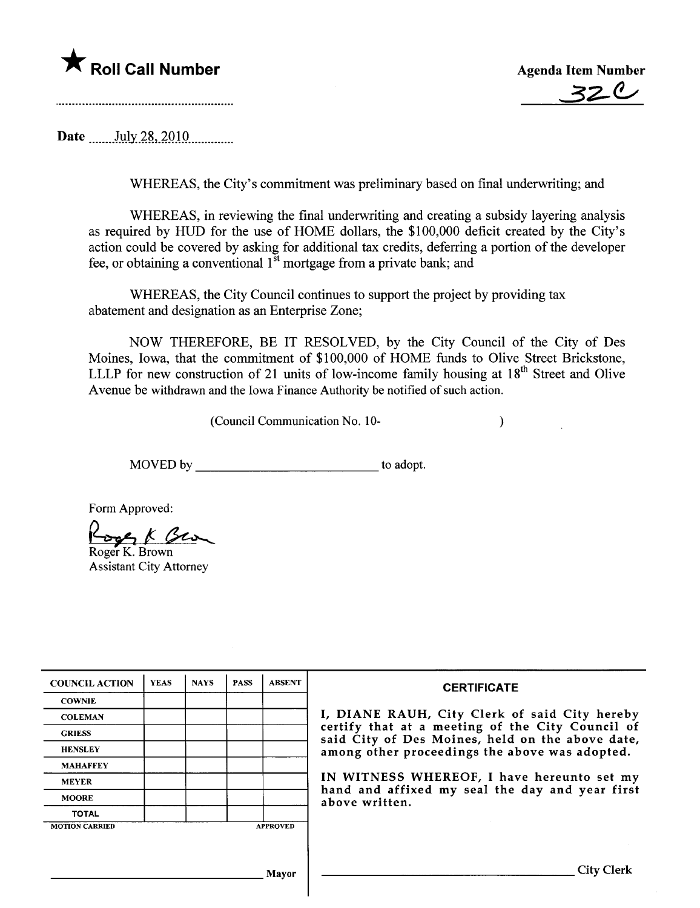★ **Roll Call Number**

..........................................................

**Agenda Item Number**

32C

Date July 28, 2010

WHEREAS, the City's commitment was preliminary based on final underwriting; and

WHEREAS, in reviewing the final underwriting and creating a subsidy layering analysis as required by HUD for the use of HOME dollars, the $100,000 deficit created by the City's action could be covered by asking for additional tax credits, deferring a portion of the developer fee, or obtaining a conventional 1st mortgage from a private bank; and

WHEREAS, the City Council continues to support the project by providing tax abatement and designation as an Enterprise Zone;

NOW THEREFORE, BE IT RESOLVED, by the City Council of the City of Des Moines, Iowa, that the commitment of $100,000 of HOME funds to Olive Street Brickstone, LLLP for new construction of 21 units of low-income family housing at 18th Street and Olive Avenue be withdrawn and the Iowa Finance Authority be notified of such action.

(Council Communication No. 10- )

MOVED by ____________________________ to adopt.

Form Approved:

Roger K. Brown
Roger K. Brown
Assistant City Attorney

| COUNCIL ACTION | YEAS | NAYS | PASS | ABSENT |
|---|---|---|---|---|
| COWNIE | | | | |
| COLEMAN | | | | |
| GRIESS | | | | |
| HENSLEY | | | | |
| MAHAFFEY | | | | |
| MEYER | | | | |
| MOORE | | | | |
| TOTAL | | | | |
| MOTION CARRIED | | | | APPROVED |

______________________________ Mayor

**CERTIFICATE**

I, DIANE RAUH, City Clerk of said City hereby certify that at a meeting of the City Council of said City of Des Moines, held on the above date, among other proceedings the above was adopted.

IN WITNESS WHEREOF, I have hereunto set my hand and affixed my seal the day and year first above written.

______________________________ City Clerk